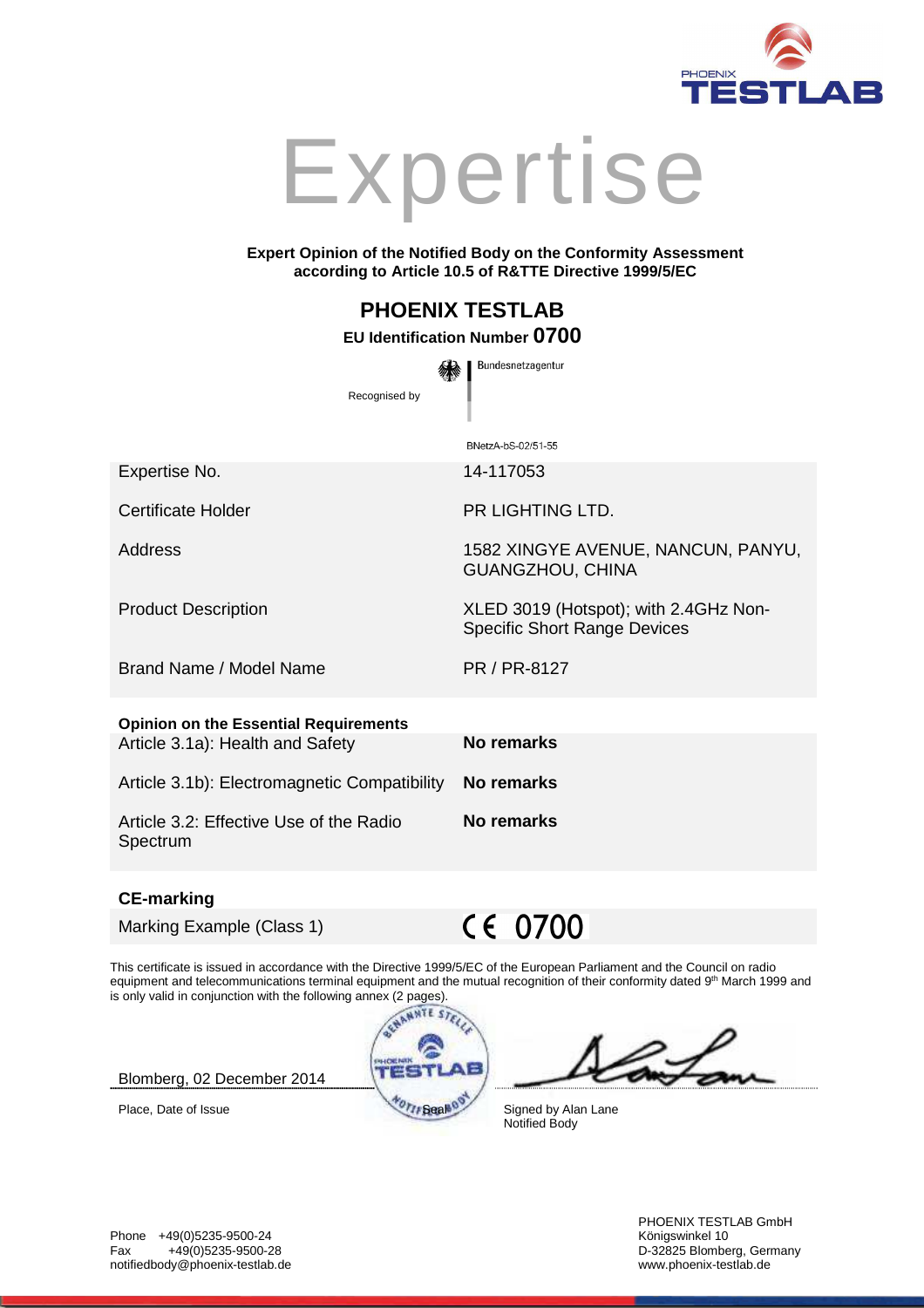# Expertise

**Expert Opinion of the Notified Body on the Conformity Assessment according to Article 10.5 of R&TTE Directive 1999/5/EC**

## PHOENIX TESTLAB

**EU Identification Number 0700**

Recognised by Bundesnetzagentur

BNetzA-bS-02/51-55

| | |
|---|---|
| Expertise No. | 14-117053 |
| Certificate Holder | PR LIGHTING LTD. |
| Address | 1582 XINGYE AVENUE, NANCUN, PANYU, GUANGZHOU, CHINA |
| Product Description | XLED 3019 (Hotspot); with 2.4GHz Non-Specific Short Range Devices |
| Brand Name / Model Name | PR / PR-8127 |

**Opinion on the Essential Requirements**

| | |
|---|---|
| Article 3.1a): Health and Safety | **No remarks** |
| Article 3.1b): Electromagnetic Compatibility | **No remarks** |
| Article 3.2: Effective Use of the Radio Spectrum | **No remarks** |

**CE-marking**

| | |
|---|---|
| Marking Example (Class 1) | CE 0700 |

This certificate is issued in accordance with the Directive 1999/5/EC of the European Parliament and the Council on radio equipment and telecommunications terminal equipment and the mutual recognition of their conformity dated 9th March 1999 and is only valid in conjunction with the following annex (2 pages).

Blomberg, 02 December 2014

Place, Date of Issue

Seal

Signed by Alan Lane
Notified Body

Phone +49(0)5235-9500-24
Fax +49(0)5235-9500-28
notifiedbody@phoenix-testlab.de

PHOENIX TESTLAB GmbH
Königswinkel 10
D-32825 Blomberg, Germany
www.phoenix-testlab.de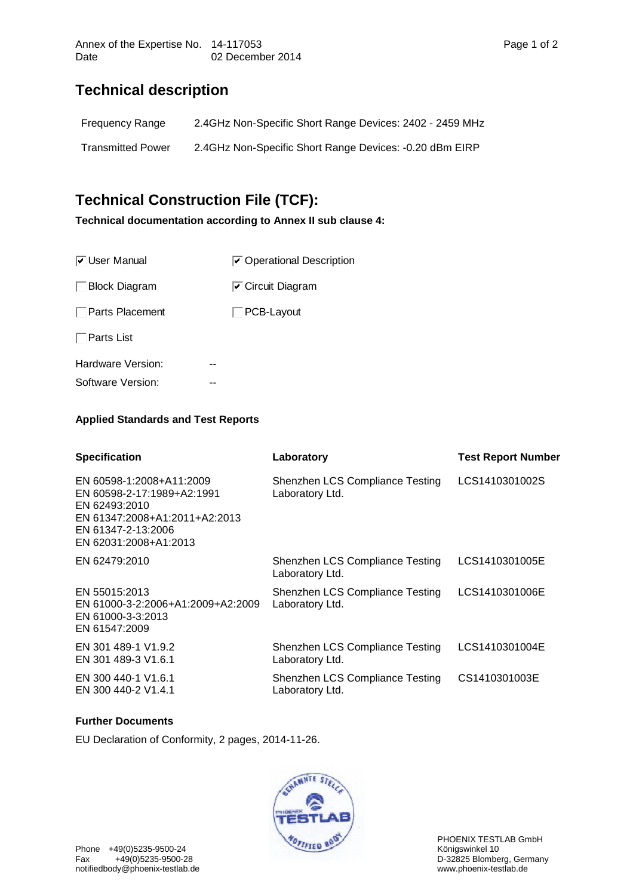Annex of the Expertise No. 14-117053
Date 02 December 2014

## Technical description

| | |
|---|---|
| Frequency Range | 2.4GHz Non-Specific Short Range Devices: 2402 - 2459 MHz |
| Transmitted Power | 2.4GHz Non-Specific Short Range Devices: -0.20 dBm EIRP |

## Technical Construction File (TCF):

**Technical documentation according to Annex II sub clause 4:**

- [x] User Manual
- [x] Operational Description
- [ ] Block Diagram
- [x] Circuit Diagram
- [ ] Parts Placement
- [ ] PCB-Layout
- [ ] Parts List

Hardware Version: --

Software Version: --

**Applied Standards and Test Reports**

| Specification | Laboratory | Test Report Number |
|---|---|---|
| EN 60598-1:2008+A11:2009<br>EN 60598-2-17:1989+A2:1991<br>EN 62493:2010<br>EN 61347:2008+A1:2011+A2:2013<br>EN 61347-2-13:2006<br>EN 62031:2008+A1:2013 | Shenzhen LCS Compliance Testing Laboratory Ltd. | LCS1410301002S |
| EN 62479:2010 | Shenzhen LCS Compliance Testing Laboratory Ltd. | LCS1410301005E |
| EN 55015:2013<br>EN 61000-3-2:2006+A1:2009+A2:2009<br>EN 61000-3-3:2013<br>EN 61547:2009 | Shenzhen LCS Compliance Testing Laboratory Ltd. | LCS1410301006E |
| EN 301 489-1 V1.9.2<br>EN 301 489-3 V1.6.1 | Shenzhen LCS Compliance Testing Laboratory Ltd. | LCS1410301004E |
| EN 300 440-1 V1.6.1<br>EN 300 440-2 V1.4.1 | Shenzhen LCS Compliance Testing Laboratory Ltd. | CS1410301003E |

**Further Documents**

EU Declaration of Conformity, 2 pages, 2014-11-26.

Phone +49(0)5235-9500-24
Fax +49(0)5235-9500-28
notifiedbody@phoenix-testlab.de

PHOENIX TESTLAB GmbH
Königswinkel 10
D-32825 Blomberg, Germany
www.phoenix-testlab.de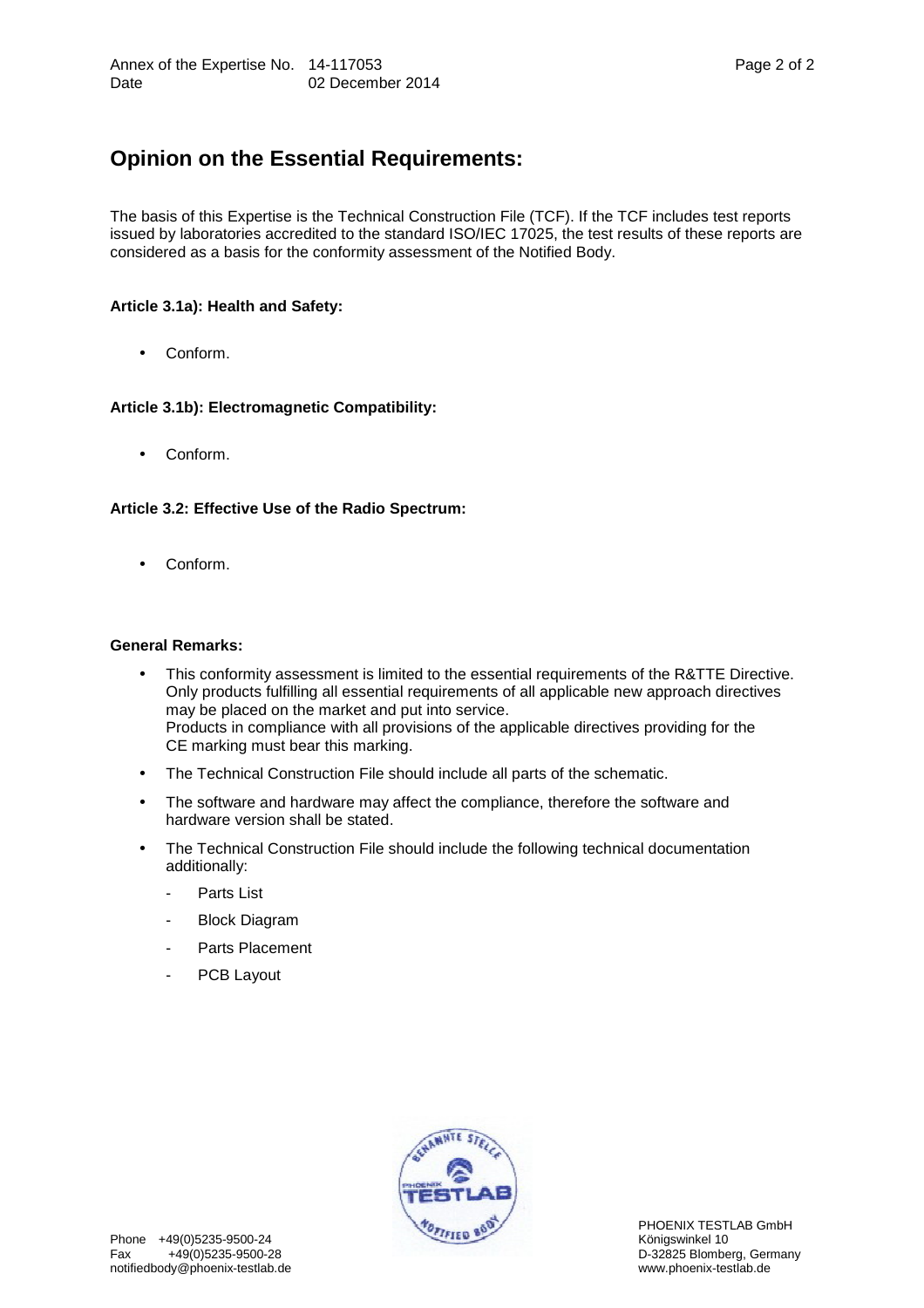Annex of the Expertise No. 14-117053
Date 02 December 2014

## Opinion on the Essential Requirements:

The basis of this Expertise is the Technical Construction File (TCF). If the TCF includes test reports issued by laboratories accredited to the standard ISO/IEC 17025, the test results of these reports are considered as a basis for the conformity assessment of the Notified Body.

**Article 3.1a): Health and Safety:**

- Conform.

**Article 3.1b): Electromagnetic Compatibility:**

- Conform.

**Article 3.2: Effective Use of the Radio Spectrum:**

- Conform.

**General Remarks:**

- This conformity assessment is limited to the essential requirements of the R&TTE Directive. Only products fulfilling all essential requirements of all applicable new approach directives may be placed on the market and put into service.
  Products in compliance with all provisions of the applicable directives providing for the CE marking must bear this marking.
- The Technical Construction File should include all parts of the schematic.
- The software and hardware may affect the compliance, therefore the software and hardware version shall be stated.
- The Technical Construction File should include the following technical documentation additionally:
  - Parts List
  - Block Diagram
  - Parts Placement
  - PCB Layout

Phone +49(0)5235-9500-24
Fax +49(0)5235-9500-28
notifiedbody@phoenix-testlab.de

PHOENIX TESTLAB GmbH
Königswinkel 10
D-32825 Blomberg, Germany
www.phoenix-testlab.de